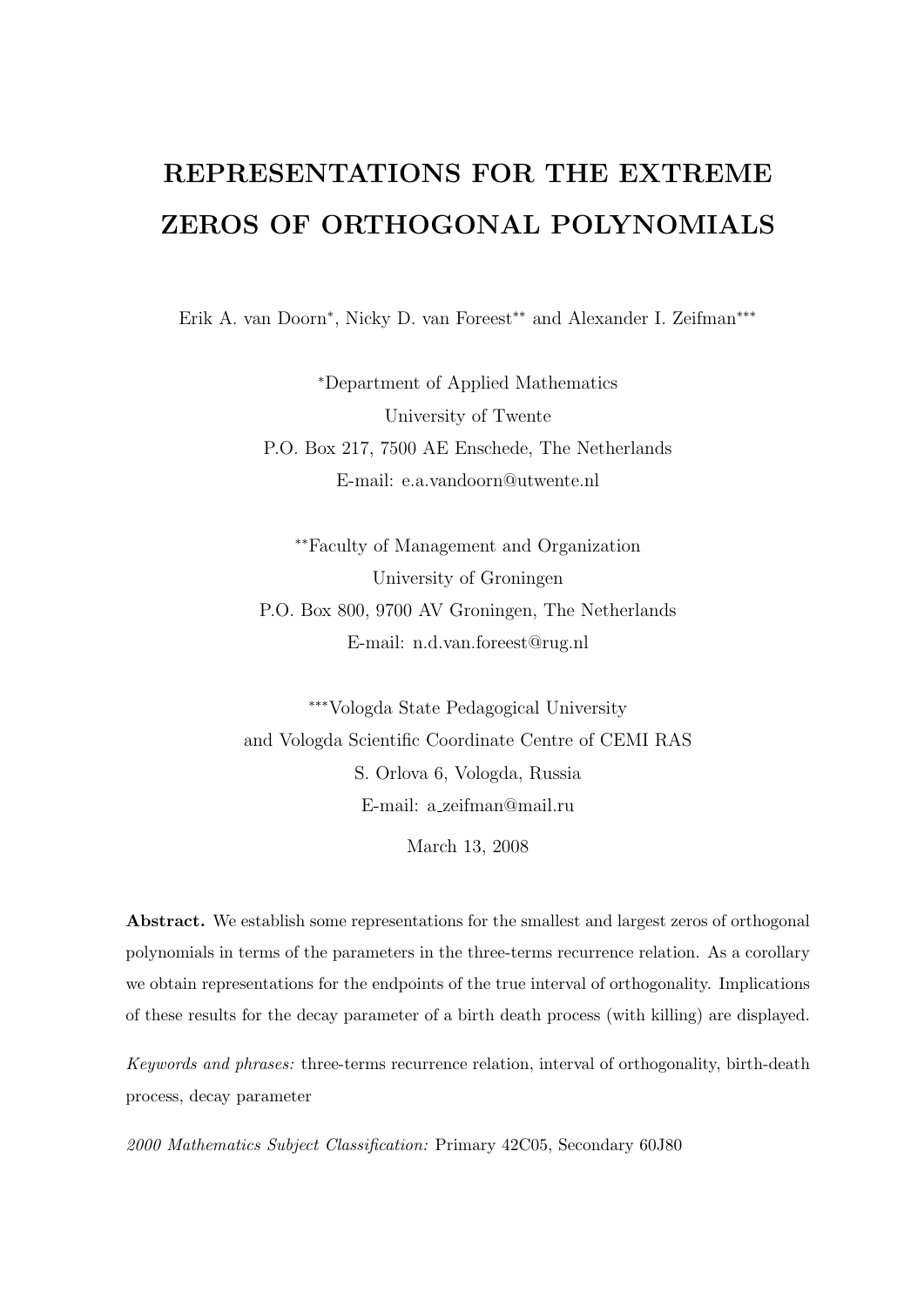# REPRESENTATIONS FOR THE EXTREME ZEROS OF ORTHOGONAL POLYNOMIALS

Erik A. van Doorn*, Nicky D. van Foreest** and Alexander I. Zeifman***

*Department of Applied Mathematics
University of Twente
P.O. Box 217, 7500 AE Enschede, The Netherlands
E-mail: e.a.vandoorn@utwente.nl

**Faculty of Management and Organization
University of Groningen
P.O. Box 800, 9700 AV Groningen, The Netherlands
E-mail: n.d.van.foreest@rug.nl

***Vologda State Pedagogical University
and Vologda Scientific Coordinate Centre of CEMI RAS
S. Orlova 6, Vologda, Russia
E-mail: a_zeifman@mail.ru

March 13, 2008

**Abstract.** We establish some representations for the smallest and largest zeros of orthogonal polynomials in terms of the parameters in the three-terms recurrence relation. As a corollary we obtain representations for the endpoints of the true interval of orthogonality. Implications of these results for the decay parameter of a birth death process (with killing) are displayed.

*Keywords and phrases:* three-terms recurrence relation, interval of orthogonality, birth-death process, decay parameter

*2000 Mathematics Subject Classification:* Primary 42C05, Secondary 60J80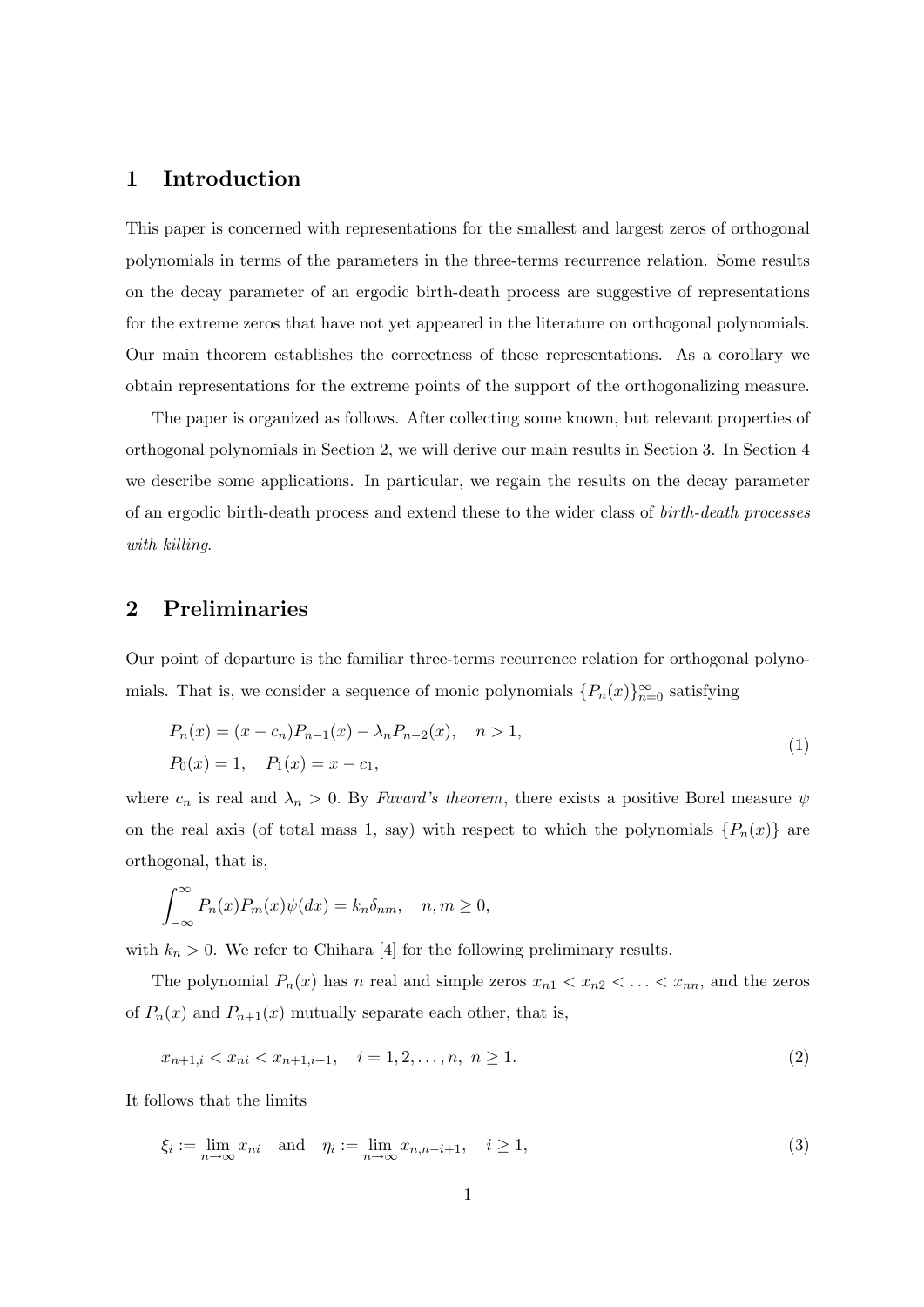## 1 Introduction

This paper is concerned with representations for the smallest and largest zeros of orthogonal polynomials in terms of the parameters in the three-terms recurrence relation. Some results on the decay parameter of an ergodic birth-death process are suggestive of representations for the extreme zeros that have not yet appeared in the literature on orthogonal polynomials. Our main theorem establishes the correctness of these representations. As a corollary we obtain representations for the extreme points of the support of the orthogonalizing measure.

The paper is organized as follows. After collecting some known, but relevant properties of orthogonal polynomials in Section 2, we will derive our main results in Section 3. In Section 4 we describe some applications. In particular, we regain the results on the decay parameter of an ergodic birth-death process and extend these to the wider class of *birth-death processes with killing*.

## 2 Preliminaries

Our point of departure is the familiar three-terms recurrence relation for orthogonal polynomials. That is, we consider a sequence of monic polynomials $\{P_n(x)\}_{n=0}^{\infty}$ satisfying

$$
\begin{aligned}
&P_n(x) = (x - c_n)P_{n-1}(x) - \lambda_n P_{n-2}(x), \quad n > 1, \\
&P_0(x) = 1, \quad P_1(x) = x - c_1,
\end{aligned}
\tag{1}
$$

where $c_n$ is real and $\lambda_n > 0$. By *Favard's theorem*, there exists a positive Borel measure $\psi$ on the real axis (of total mass 1, say) with respect to which the polynomials $\{P_n(x)\}$ are orthogonal, that is,

$$
\int_{-\infty}^{\infty} P_n(x)P_m(x)\psi(dx) = k_n\delta_{nm}, \quad n, m \geq 0,
$$

with $k_n > 0$. We refer to Chihara [4] for the following preliminary results.

The polynomial $P_n(x)$ has $n$ real and simple zeros $x_{n1} < x_{n2} < \ldots < x_{nn}$, and the zeros of $P_n(x)$ and $P_{n+1}(x)$ mutually separate each other, that is,

$$
x_{n+1,i} < x_{ni} < x_{n+1,i+1}, \quad i = 1, 2, \ldots, n, \; n \geq 1. \tag{2}
$$

It follows that the limits

$$
\xi_i := \lim_{n\to\infty} x_{ni} \quad \text{and} \quad \eta_i := \lim_{n\to\infty} x_{n,n-i+1}, \quad i \geq 1, \tag{3}
$$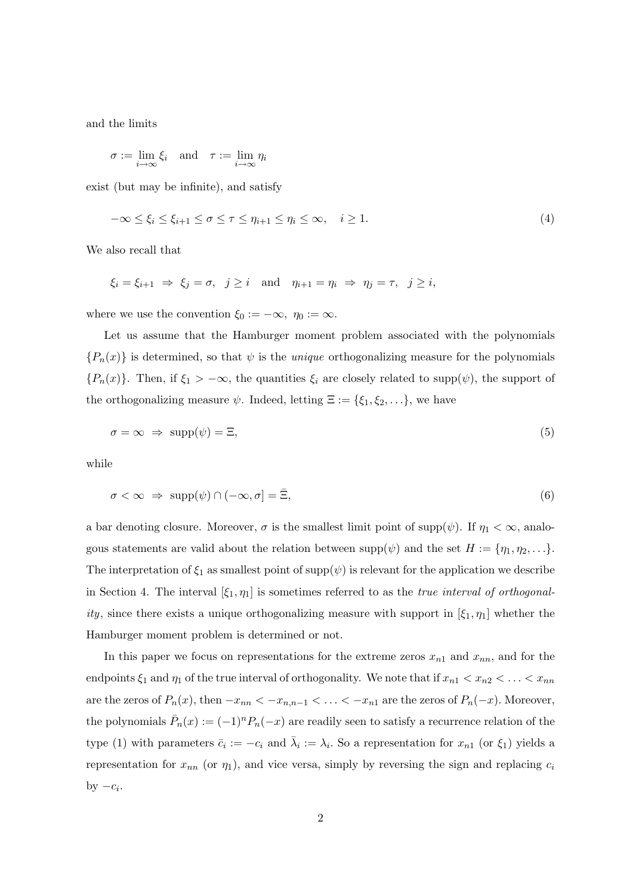and the limits

$$\sigma := \lim_{i\to\infty} \xi_i \quad \text{and} \quad \tau := \lim_{i\to\infty} \eta_i$$

exist (but may be infinite), and satisfy

$$-\infty \le \xi_i \le \xi_{i+1} \le \sigma \le \tau \le \eta_{i+1} \le \eta_i \le \infty, \quad i \ge 1. \tag{4}$$

We also recall that

$$\xi_i = \xi_{i+1} \;\Rightarrow\; \xi_j = \sigma, \;\; j \ge i \quad \text{and} \quad \eta_{i+1} = \eta_i \;\Rightarrow\; \eta_j = \tau, \;\; j \ge i,$$

where we use the convention $\xi_0 := -\infty,\; \eta_0 := \infty$.

Let us assume that the Hamburger moment problem associated with the polynomials $\{P_n(x)\}$ is determined, so that $\psi$ is the *unique* orthogonalizing measure for the polynomials $\{P_n(x)\}$. Then, if $\xi_1 > -\infty$, the quantities $\xi_i$ are closely related to $\text{supp}(\psi)$, the support of the orthogonalizing measure $\psi$. Indeed, letting $\Xi := \{\xi_1, \xi_2, \ldots\}$, we have

$$\sigma = \infty \;\Rightarrow\; \text{supp}(\psi) = \Xi, \tag{5}$$

while

$$\sigma < \infty \;\Rightarrow\; \text{supp}(\psi) \cap (-\infty, \sigma] = \bar{\Xi}, \tag{6}$$

a bar denoting closure. Moreover, $\sigma$ is the smallest limit point of $\text{supp}(\psi)$. If $\eta_1 < \infty$, analogous statements are valid about the relation between $\text{supp}(\psi)$ and the set $H := \{\eta_1, \eta_2, \ldots\}$. The interpretation of $\xi_1$ as smallest point of $\text{supp}(\psi)$ is relevant for the application we describe in Section 4. The interval $[\xi_1, \eta_1]$ is sometimes referred to as the *true interval of orthogonality*, since there exists a unique orthogonalizing measure with support in $[\xi_1, \eta_1]$ whether the Hamburger moment problem is determined or not.

In this paper we focus on representations for the extreme zeros $x_{n1}$ and $x_{nn}$, and for the endpoints $\xi_1$ and $\eta_1$ of the true interval of orthogonality. We note that if $x_{n1} < x_{n2} < \ldots < x_{nn}$ are the zeros of $P_n(x)$, then $-x_{nn} < -x_{n,n-1} < \ldots < -x_{n1}$ are the zeros of $P_n(-x)$. Moreover, the polynomials $\bar{P}_n(x) := (-1)^n P_n(-x)$ are readily seen to satisfy a recurrence relation of the type (1) with parameters $\bar{c}_i := -c_i$ and $\bar{\lambda}_i := \lambda_i$. So a representation for $x_{n1}$ (or $\xi_1$) yields a representation for $x_{nn}$ (or $\eta_1$), and vice versa, simply by reversing the sign and replacing $c_i$ by $-c_i$.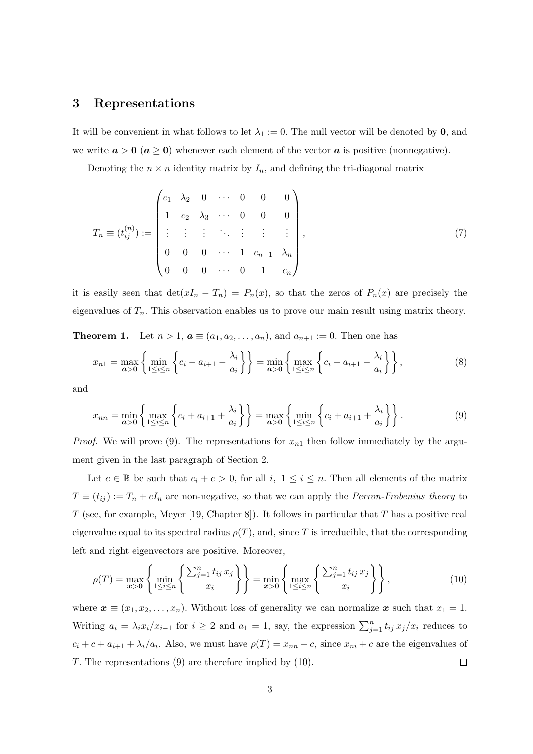## 3 Representations

It will be convenient in what follows to let $\lambda_1 := 0$. The null vector will be denoted by $\mathbf{0}$, and we write $\boldsymbol{a} > \mathbf{0}$ ($\boldsymbol{a} \geq \mathbf{0}$) whenever each element of the vector $\boldsymbol{a}$ is positive (nonnegative).

Denoting the $n \times n$ identity matrix by $I_n$, and defining the tri-diagonal matrix

$$
T_n \equiv (t_{ij}^{(n)}) := \begin{pmatrix} c_1 & \lambda_2 & 0 & \cdots & 0 & 0 & 0 \\ 1 & c_2 & \lambda_3 & \cdots & 0 & 0 & 0 \\ \vdots & \vdots & \vdots & \ddots & \vdots & \vdots & \vdots \\ 0 & 0 & 0 & \cdots & 1 & c_{n-1} & \lambda_n \\ 0 & 0 & 0 & \cdots & 0 & 1 & c_n \end{pmatrix}, \tag{7}
$$

it is easily seen that $\det(xI_n - T_n) = P_n(x)$, so that the zeros of $P_n(x)$ are precisely the eigenvalues of $T_n$. This observation enables us to prove our main result using matrix theory.

**Theorem 1.** Let $n > 1$, $\boldsymbol{a} \equiv (a_1, a_2, \ldots, a_n)$, and $a_{n+1} := 0$. Then one has

$$
x_{n1} = \max_{\boldsymbol{a}>\mathbf{0}} \left\{ \min_{1 \leq i \leq n} \left\{ c_i - a_{i+1} - \frac{\lambda_i}{a_i} \right\} \right\} = \min_{\boldsymbol{a}>\mathbf{0}} \left\{ \max_{1 \leq i \leq n} \left\{ c_i - a_{i+1} - \frac{\lambda_i}{a_i} \right\} \right\}, \tag{8}
$$

and

$$
x_{nn} = \min_{\boldsymbol{a}>\mathbf{0}} \left\{ \max_{1 \leq i \leq n} \left\{ c_i + a_{i+1} + \frac{\lambda_i}{a_i} \right\} \right\} = \max_{\boldsymbol{a}>\mathbf{0}} \left\{ \min_{1 \leq i \leq n} \left\{ c_i + a_{i+1} + \frac{\lambda_i}{a_i} \right\} \right\}. \tag{9}
$$

*Proof.* We will prove (9). The representations for $x_{n1}$ then follow immediately by the argument given in the last paragraph of Section 2.

Let $c \in \mathbb{R}$ be such that $c_i + c > 0$, for all $i$, $1 \leq i \leq n$. Then all elements of the matrix $T \equiv (t_{ij}) := T_n + cI_n$ are non-negative, so that we can apply the *Perron-Frobenius theory* to $T$ (see, for example, Meyer [19, Chapter 8]). It follows in particular that $T$ has a positive real eigenvalue equal to its spectral radius $\rho(T)$, and, since $T$ is irreducible, that the corresponding left and right eigenvectors are positive. Moreover,

$$
\rho(T) = \max_{\boldsymbol{x}>\mathbf{0}} \left\{ \min_{1 \leq i \leq n} \left\{ \frac{\sum_{j=1}^{n} t_{ij}\, x_j}{x_i} \right\} \right\} = \min_{\boldsymbol{x}>\mathbf{0}} \left\{ \max_{1 \leq i \leq n} \left\{ \frac{\sum_{j=1}^{n} t_{ij}\, x_j}{x_i} \right\} \right\}, \tag{10}
$$

where $\boldsymbol{x} \equiv (x_1, x_2, \ldots, x_n)$. Without loss of generality we can normalize $\boldsymbol{x}$ such that $x_1 = 1$. Writing $a_i = \lambda_i x_i / x_{i-1}$ for $i \geq 2$ and $a_1 = 1$, say, the expression $\sum_{j=1}^{n} t_{ij}\, x_j / x_i$ reduces to $c_i + c + a_{i+1} + \lambda_i / a_i$. Also, we must have $\rho(T) = x_{nn} + c$, since $x_{ni} + c$ are the eigenvalues of $T$. The representations (9) are therefore implied by (10). $\square$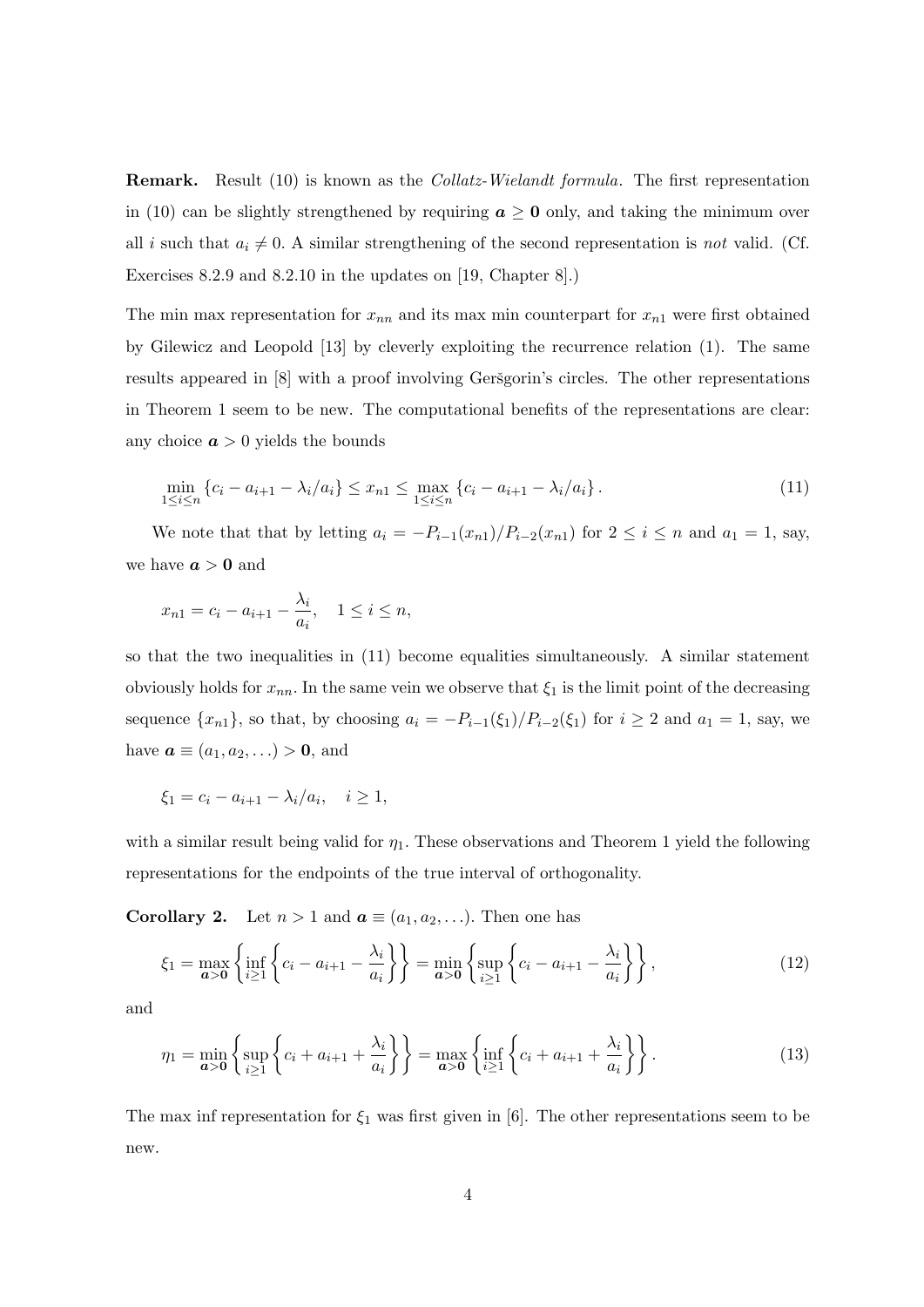**Remark.** Result (10) is known as the *Collatz-Wielandt formula*. The first representation in (10) can be slightly strengthened by requiring $\boldsymbol{a} \geq \mathbf{0}$ only, and taking the minimum over all $i$ such that $a_i \neq 0$. A similar strengthening of the second representation is *not* valid. (Cf. Exercises 8.2.9 and 8.2.10 in the updates on [19, Chapter 8].)

The min max representation for $x_{nn}$ and its max min counterpart for $x_{n1}$ were first obtained by Gilewicz and Leopold [13] by cleverly exploiting the recurrence relation (1). The same results appeared in [8] with a proof involving Geršgorin's circles. The other representations in Theorem 1 seem to be new. The computational benefits of the representations are clear: any choice $\boldsymbol{a} > 0$ yields the bounds

$$\min_{1 \leq i \leq n} \{c_i - a_{i+1} - \lambda_i/a_i\} \leq x_{n1} \leq \max_{1 \leq i \leq n} \{c_i - a_{i+1} - \lambda_i/a_i\}. \tag{11}$$

We note that that by letting $a_i = -P_{i-1}(x_{n1})/P_{i-2}(x_{n1})$ for $2 \leq i \leq n$ and $a_1 = 1$, say, we have $\boldsymbol{a} > \mathbf{0}$ and

$$x_{n1} = c_i - a_{i+1} - \frac{\lambda_i}{a_i}, \quad 1 \leq i \leq n,$$

so that the two inequalities in (11) become equalities simultaneously. A similar statement obviously holds for $x_{nn}$. In the same vein we observe that $\xi_1$ is the limit point of the decreasing sequence $\{x_{n1}\}$, so that, by choosing $a_i = -P_{i-1}(\xi_1)/P_{i-2}(\xi_1)$ for $i \geq 2$ and $a_1 = 1$, say, we have $\boldsymbol{a} \equiv (a_1, a_2, \ldots) > \mathbf{0}$, and

$$\xi_1 = c_i - a_{i+1} - \lambda_i/a_i, \quad i \geq 1,$$

with a similar result being valid for $\eta_1$. These observations and Theorem 1 yield the following representations for the endpoints of the true interval of orthogonality.

**Corollary 2.** Let $n > 1$ and $\boldsymbol{a} \equiv (a_1, a_2, \ldots)$. Then one has

$$\xi_1 = \max_{\boldsymbol{a} > \mathbf{0}} \left\{ \inf_{i \geq 1} \left\{ c_i - a_{i+1} - \frac{\lambda_i}{a_i} \right\} \right\} = \min_{\boldsymbol{a} > \mathbf{0}} \left\{ \sup_{i \geq 1} \left\{ c_i - a_{i+1} - \frac{\lambda_i}{a_i} \right\} \right\}, \tag{12}$$

and

$$\eta_1 = \min_{\boldsymbol{a} > \mathbf{0}} \left\{ \sup_{i \geq 1} \left\{ c_i + a_{i+1} + \frac{\lambda_i}{a_i} \right\} \right\} = \max_{\boldsymbol{a} > \mathbf{0}} \left\{ \inf_{i \geq 1} \left\{ c_i + a_{i+1} + \frac{\lambda_i}{a_i} \right\} \right\}. \tag{13}$$

The max inf representation for $\xi_1$ was first given in [6]. The other representations seem to be new.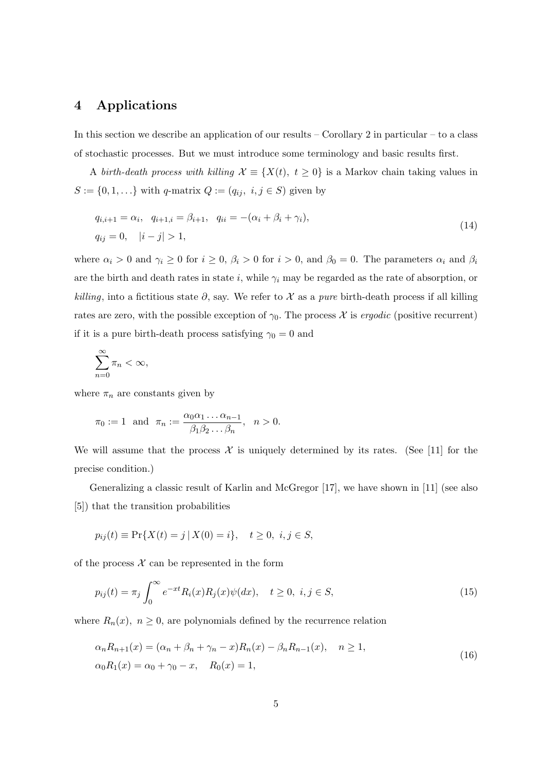## 4 Applications

In this section we describe an application of our results – Corollary 2 in particular – to a class of stochastic processes. But we must introduce some terminology and basic results first.

A *birth-death process with killing* $\mathcal{X} \equiv \{X(t),\ t \geq 0\}$ is a Markov chain taking values in $S := \{0, 1, \ldots\}$ with $q$-matrix $Q := (q_{ij},\ i, j \in S)$ given by

$$
\begin{aligned}
&q_{i,i+1} = \alpha_i, \quad q_{i+1,i} = \beta_{i+1}, \quad q_{ii} = -(\alpha_i + \beta_i + \gamma_i), \\
&q_{ij} = 0, \quad |i - j| > 1,
\end{aligned}
\tag{14}
$$

where $\alpha_i > 0$ and $\gamma_i \geq 0$ for $i \geq 0$, $\beta_i > 0$ for $i > 0$, and $\beta_0 = 0$. The parameters $\alpha_i$ and $\beta_i$ are the birth and death rates in state $i$, while $\gamma_i$ may be regarded as the rate of absorption, or *killing*, into a fictitious state $\partial$, say. We refer to $\mathcal{X}$ as a *pure* birth-death process if all killing rates are zero, with the possible exception of $\gamma_0$. The process $\mathcal{X}$ is *ergodic* (positive recurrent) if it is a pure birth-death process satisfying $\gamma_0 = 0$ and

$$
\sum_{n=0}^{\infty} \pi_n < \infty,
$$

where $\pi_n$ are constants given by

$$
\pi_0 := 1 \quad \text{and} \quad \pi_n := \frac{\alpha_0 \alpha_1 \ldots \alpha_{n-1}}{\beta_1 \beta_2 \ldots \beta_n}, \quad n > 0.
$$

We will assume that the process $\mathcal{X}$ is uniquely determined by its rates. (See [11] for the precise condition.)

Generalizing a classic result of Karlin and McGregor [17], we have shown in [11] (see also [5]) that the transition probabilities

$$
p_{ij}(t) \equiv \Pr\{X(t) = j \,|\, X(0) = i\}, \quad t \geq 0,\ i, j \in S,
$$

of the process $\mathcal{X}$ can be represented in the form

$$
p_{ij}(t) = \pi_j \int_0^{\infty} e^{-xt} R_i(x) R_j(x) \psi(dx), \quad t \geq 0,\ i, j \in S,
\tag{15}
$$

where $R_n(x),\ n \geq 0$, are polynomials defined by the recurrence relation

$$
\begin{aligned}
&\alpha_n R_{n+1}(x) = (\alpha_n + \beta_n + \gamma_n - x) R_n(x) - \beta_n R_{n-1}(x), \quad n \geq 1, \\
&\alpha_0 R_1(x) = \alpha_0 + \gamma_0 - x, \quad R_0(x) = 1,
\end{aligned}
\tag{16}
$$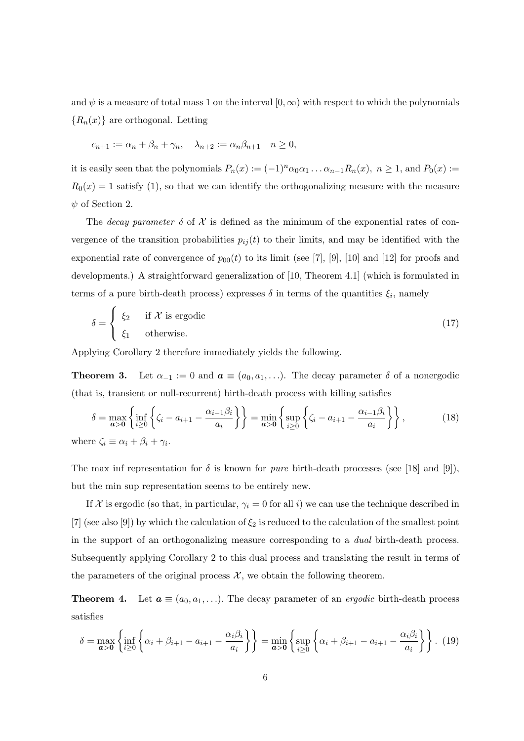and $\psi$ is a measure of total mass 1 on the interval $[0, \infty)$ with respect to which the polynomials $\{R_n(x)\}$ are orthogonal. Letting

$$c_{n+1} := \alpha_n + \beta_n + \gamma_n, \quad \lambda_{n+2} := \alpha_n \beta_{n+1} \quad n \geq 0,$$

it is easily seen that the polynomials $P_n(x) := (-1)^n \alpha_0 \alpha_1 \ldots \alpha_{n-1} R_n(x),\ n \geq 1$, and $P_0(x) := R_0(x) = 1$ satisfy (1), so that we can identify the orthogonalizing measure with the measure $\psi$ of Section 2.

The *decay parameter* $\delta$ of $\mathcal{X}$ is defined as the minimum of the exponential rates of convergence of the transition probabilities $p_{ij}(t)$ to their limits, and may be identified with the exponential rate of convergence of $p_{00}(t)$ to its limit (see [7], [9], [10] and [12] for proofs and developments.) A straightforward generalization of [10, Theorem 4.1] (which is formulated in terms of a pure birth-death process) expresses $\delta$ in terms of the quantities $\xi_i$, namely

$$\delta = \begin{cases} \xi_2 & \text{if } \mathcal{X} \text{ is ergodic} \\ \xi_1 & \text{otherwise.} \end{cases} \tag{17}$$

Applying Corollary 2 therefore immediately yields the following.

**Theorem 3.** Let $\alpha_{-1} := 0$ and $\boldsymbol{a} \equiv (a_0, a_1, \ldots)$. The decay parameter $\delta$ of a nonergodic (that is, transient or null-recurrent) birth-death process with killing satisfies

$$\delta = \max_{\boldsymbol{a} > \boldsymbol{0}} \left\{ \inf_{i \geq 0} \left\{ \zeta_i - a_{i+1} - \frac{\alpha_{i-1}\beta_i}{a_i} \right\} \right\} = \min_{\boldsymbol{a} > \boldsymbol{0}} \left\{ \sup_{i \geq 0} \left\{ \zeta_i - a_{i+1} - \frac{\alpha_{i-1}\beta_i}{a_i} \right\} \right\}, \tag{18}$$

where $\zeta_i \equiv \alpha_i + \beta_i + \gamma_i$.

The max inf representation for $\delta$ is known for *pure* birth-death processes (see [18] and [9]), but the min sup representation seems to be entirely new.

If $\mathcal{X}$ is ergodic (so that, in particular, $\gamma_i = 0$ for all $i$) we can use the technique described in [7] (see also [9]) by which the calculation of $\xi_2$ is reduced to the calculation of the smallest point in the support of an orthogonalizing measure corresponding to a *dual* birth-death process. Subsequently applying Corollary 2 to this dual process and translating the result in terms of the parameters of the original process $\mathcal{X}$, we obtain the following theorem.

**Theorem 4.** Let $\boldsymbol{a} \equiv (a_0, a_1, \ldots)$. The decay parameter of an *ergodic* birth-death process satisfies

$$\delta = \max_{\boldsymbol{a} > \boldsymbol{0}} \left\{ \inf_{i \geq 0} \left\{ \alpha_i + \beta_{i+1} - a_{i+1} - \frac{\alpha_i \beta_i}{a_i} \right\} \right\} = \min_{\boldsymbol{a} > \boldsymbol{0}} \left\{ \sup_{i \geq 0} \left\{ \alpha_i + \beta_{i+1} - a_{i+1} - \frac{\alpha_i \beta_i}{a_i} \right\} \right\}. \tag{19}$$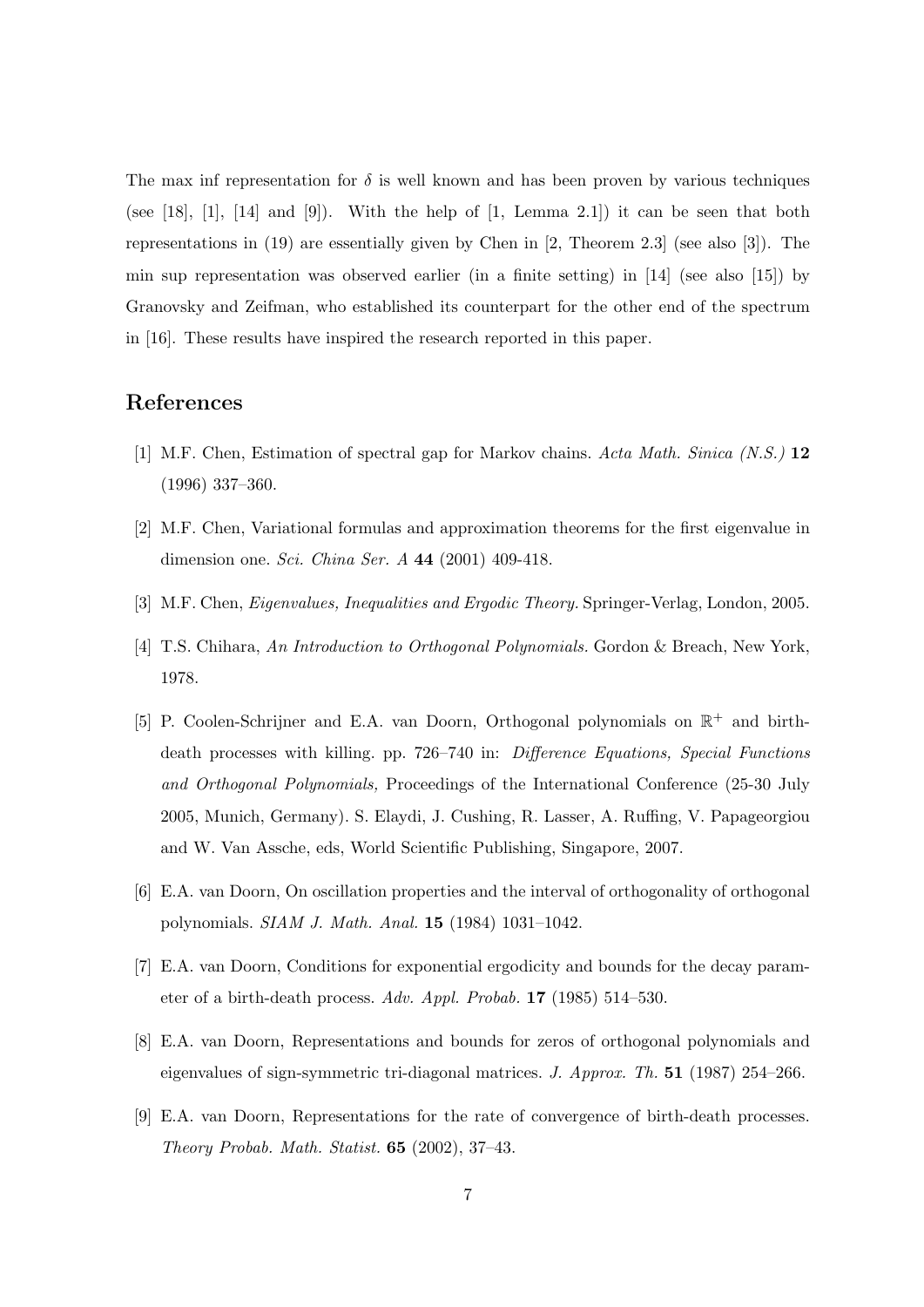The max inf representation for $\delta$ is well known and has been proven by various techniques (see [18], [1], [14] and [9]). With the help of [1, Lemma 2.1]) it can be seen that both representations in (19) are essentially given by Chen in [2, Theorem 2.3] (see also [3]). The min sup representation was observed earlier (in a finite setting) in [14] (see also [15]) by Granovsky and Zeifman, who established its counterpart for the other end of the spectrum in [16]. These results have inspired the research reported in this paper.

## References

[1] M.F. Chen, Estimation of spectral gap for Markov chains. *Acta Math. Sinica (N.S.)* **12** (1996) 337–360.

[2] M.F. Chen, Variational formulas and approximation theorems for the first eigenvalue in dimension one. *Sci. China Ser. A* **44** (2001) 409-418.

[3] M.F. Chen, *Eigenvalues, Inequalities and Ergodic Theory.* Springer-Verlag, London, 2005.

[4] T.S. Chihara, *An Introduction to Orthogonal Polynomials.* Gordon & Breach, New York, 1978.

[5] P. Coolen-Schrijner and E.A. van Doorn, Orthogonal polynomials on $\mathbb{R}^+$ and birth-death processes with killing. pp. 726–740 in: *Difference Equations, Special Functions and Orthogonal Polynomials,* Proceedings of the International Conference (25-30 July 2005, Munich, Germany). S. Elaydi, J. Cushing, R. Lasser, A. Ruffing, V. Papageorgiou and W. Van Assche, eds, World Scientific Publishing, Singapore, 2007.

[6] E.A. van Doorn, On oscillation properties and the interval of orthogonality of orthogonal polynomials. *SIAM J. Math. Anal.* **15** (1984) 1031–1042.

[7] E.A. van Doorn, Conditions for exponential ergodicity and bounds for the decay parameter of a birth-death process. *Adv. Appl. Probab.* **17** (1985) 514–530.

[8] E.A. van Doorn, Representations and bounds for zeros of orthogonal polynomials and eigenvalues of sign-symmetric tri-diagonal matrices. *J. Approx. Th.* **51** (1987) 254–266.

[9] E.A. van Doorn, Representations for the rate of convergence of birth-death processes. *Theory Probab. Math. Statist.* **65** (2002), 37–43.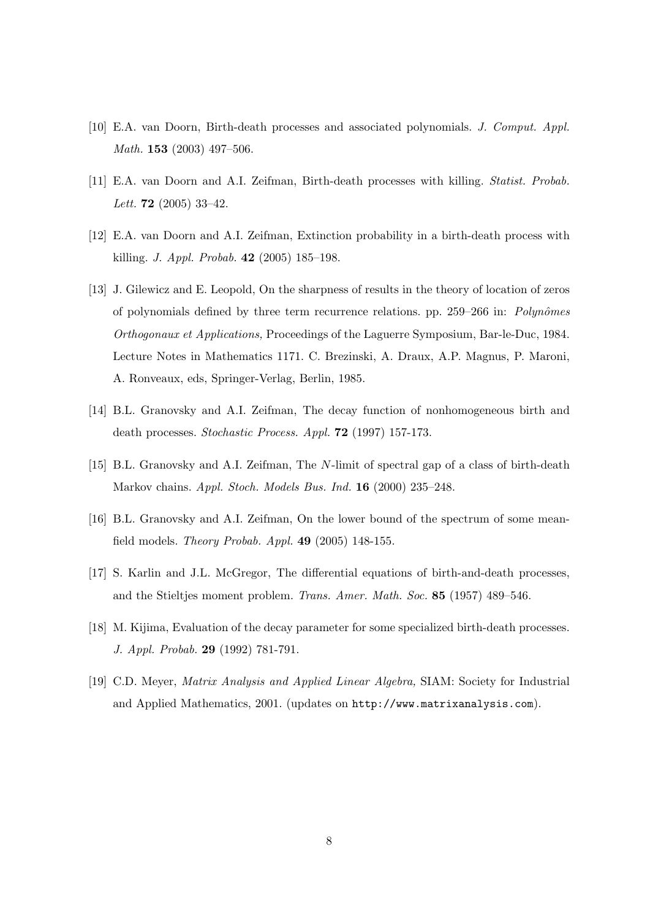[10] E.A. van Doorn, Birth-death processes and associated polynomials. *J. Comput. Appl. Math.* **153** (2003) 497–506.

[11] E.A. van Doorn and A.I. Zeifman, Birth-death processes with killing. *Statist. Probab. Lett.* **72** (2005) 33–42.

[12] E.A. van Doorn and A.I. Zeifman, Extinction probability in a birth-death process with killing. *J. Appl. Probab.* **42** (2005) 185–198.

[13] J. Gilewicz and E. Leopold, On the sharpness of results in the theory of location of zeros of polynomials defined by three term recurrence relations. pp. 259–266 in: *Polynômes Orthogonaux et Applications,* Proceedings of the Laguerre Symposium, Bar-le-Duc, 1984. Lecture Notes in Mathematics 1171. C. Brezinski, A. Draux, A.P. Magnus, P. Maroni, A. Ronveaux, eds, Springer-Verlag, Berlin, 1985.

[14] B.L. Granovsky and A.I. Zeifman, The decay function of nonhomogeneous birth and death processes. *Stochastic Process. Appl.* **72** (1997) 157-173.

[15] B.L. Granovsky and A.I. Zeifman, The $N$-limit of spectral gap of a class of birth-death Markov chains. *Appl. Stoch. Models Bus. Ind.* **16** (2000) 235–248.

[16] B.L. Granovsky and A.I. Zeifman, On the lower bound of the spectrum of some mean-field models. *Theory Probab. Appl.* **49** (2005) 148-155.

[17] S. Karlin and J.L. McGregor, The differential equations of birth-and-death processes, and the Stieltjes moment problem. *Trans. Amer. Math. Soc.* **85** (1957) 489–546.

[18] M. Kijima, Evaluation of the decay parameter for some specialized birth-death processes. *J. Appl. Probab.* **29** (1992) 781-791.

[19] C.D. Meyer, *Matrix Analysis and Applied Linear Algebra,* SIAM: Society for Industrial and Applied Mathematics, 2001. (updates on `http://www.matrixanalysis.com`).